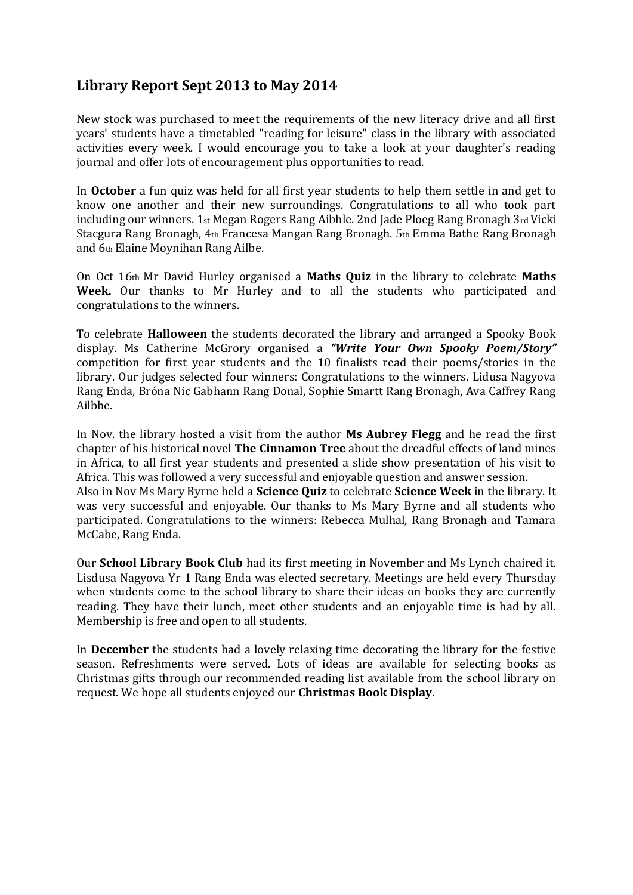## Library Report Sept 2013 to May 2014

New stock was purchased to meet the requirements of the new literacy drive and all first years' students have a timetabled "reading for leisure" class in the library with associated activities every week. I would encourage you to take a look at your daughter's reading journal and offer lots of encouragement plus opportunities to read.

In **October** a fun quiz was held for all first year students to help them settle in and get to know one another and their new surroundings. Congratulations to all who took part including our winners. 1st Megan Rogers Rang Aibhle. 2nd Jade Ploeg Rang Bronagh 3rd Vicki Stacgura Rang Bronagh, 4th Francesa Mangan Rang Bronagh. 5th Emma Bathe Rang Bronagh and 6th Elaine Moynihan Rang Ailbe.

On Oct 16th Mr David Hurley organised a **Maths Quiz** in the library to celebrate **Maths Week.** Our thanks to Mr Hurley and to all the students who participated and congratulations to the winners.

To celebrate **Halloween** the students decorated the library and arranged a Spooky Book display. Ms Catherine McGrory organised a ***"Write Your Own Spooky Poem/Story"*** competition for first year students and the 10 finalists read their poems/stories in the library. Our judges selected four winners: Congratulations to the winners. Lidusa Nagyova Rang Enda, Bróna Nic Gabhann Rang Donal, Sophie Smartt Rang Bronagh, Ava Caffrey Rang Ailbhe.

In Nov. the library hosted a visit from the author **Ms Aubrey Flegg** and he read the first chapter of his historical novel **The Cinnamon Tree** about the dreadful effects of land mines in Africa, to all first year students and presented a slide show presentation of his visit to Africa. This was followed a very successful and enjoyable question and answer session.
Also in Nov Ms Mary Byrne held a **Science Quiz** to celebrate **Science Week** in the library. It was very successful and enjoyable. Our thanks to Ms Mary Byrne and all students who participated. Congratulations to the winners: Rebecca Mulhal, Rang Bronagh and Tamara McCabe, Rang Enda.

Our **School Library Book Club** had its first meeting in November and Ms Lynch chaired it. Lisdusa Nagyova Yr 1 Rang Enda was elected secretary. Meetings are held every Thursday when students come to the school library to share their ideas on books they are currently reading. They have their lunch, meet other students and an enjoyable time is had by all. Membership is free and open to all students.

In **December** the students had a lovely relaxing time decorating the library for the festive season. Refreshments were served. Lots of ideas are available for selecting books as Christmas gifts through our recommended reading list available from the school library on request. We hope all students enjoyed our **Christmas Book Display.**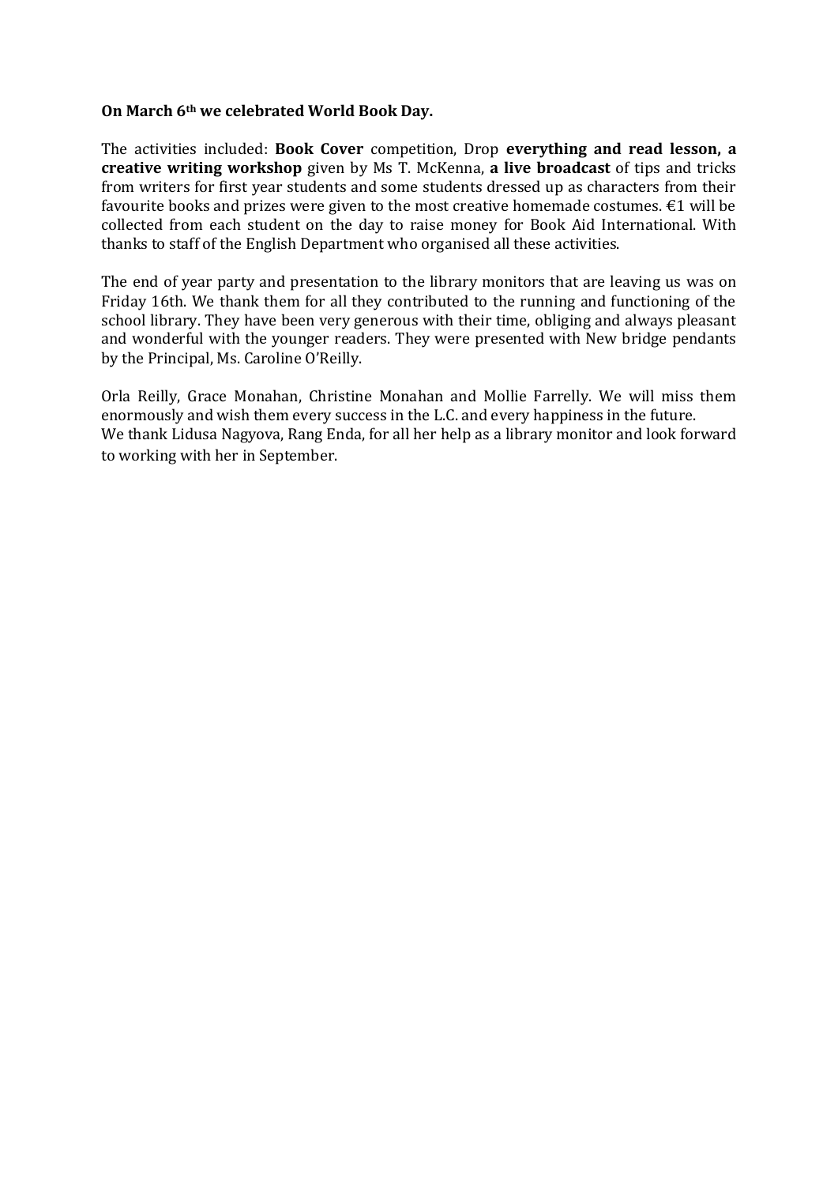**On March 6th we celebrated World Book Day.**

The activities included: **Book Cover** competition, Drop **everything and read lesson, a creative writing workshop** given by Ms T. McKenna, **a live broadcast** of tips and tricks from writers for first year students and some students dressed up as characters from their favourite books and prizes were given to the most creative homemade costumes. €1 will be collected from each student on the day to raise money for Book Aid International. With thanks to staff of the English Department who organised all these activities.

The end of year party and presentation to the library monitors that are leaving us was on Friday 16th. We thank them for all they contributed to the running and functioning of the school library. They have been very generous with their time, obliging and always pleasant and wonderful with the younger readers. They were presented with New bridge pendants by the Principal, Ms. Caroline O'Reilly.

Orla Reilly, Grace Monahan, Christine Monahan and Mollie Farrelly. We will miss them enormously and wish them every success in the L.C. and every happiness in the future.
We thank Lidusa Nagyova, Rang Enda, for all her help as a library monitor and look forward to working with her in September.